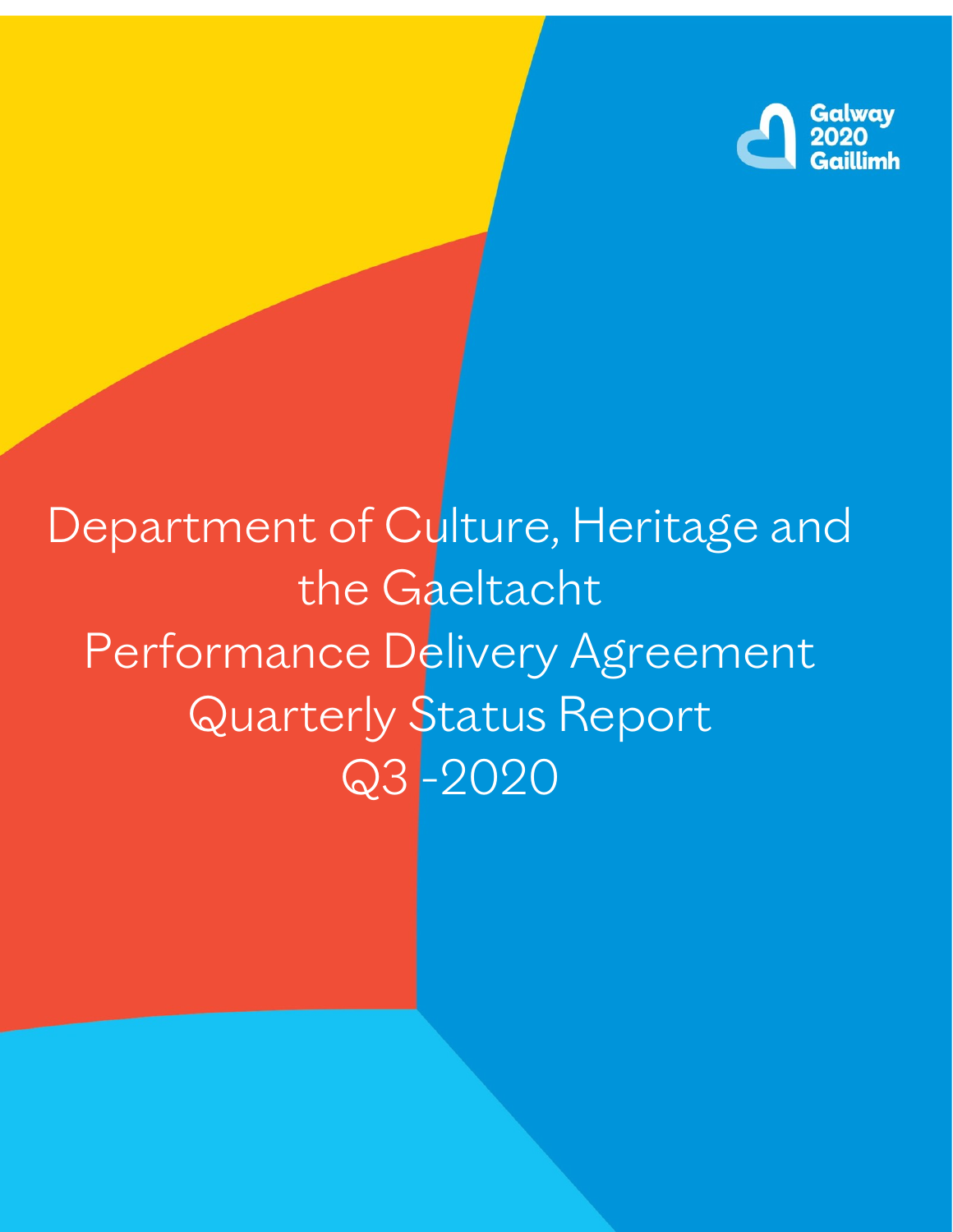Galway 2020 Gaillimh

# Department of Culture, Heritage and the Gaeltacht Performance Delivery Agreement Quarterly Status Report Q3 -2020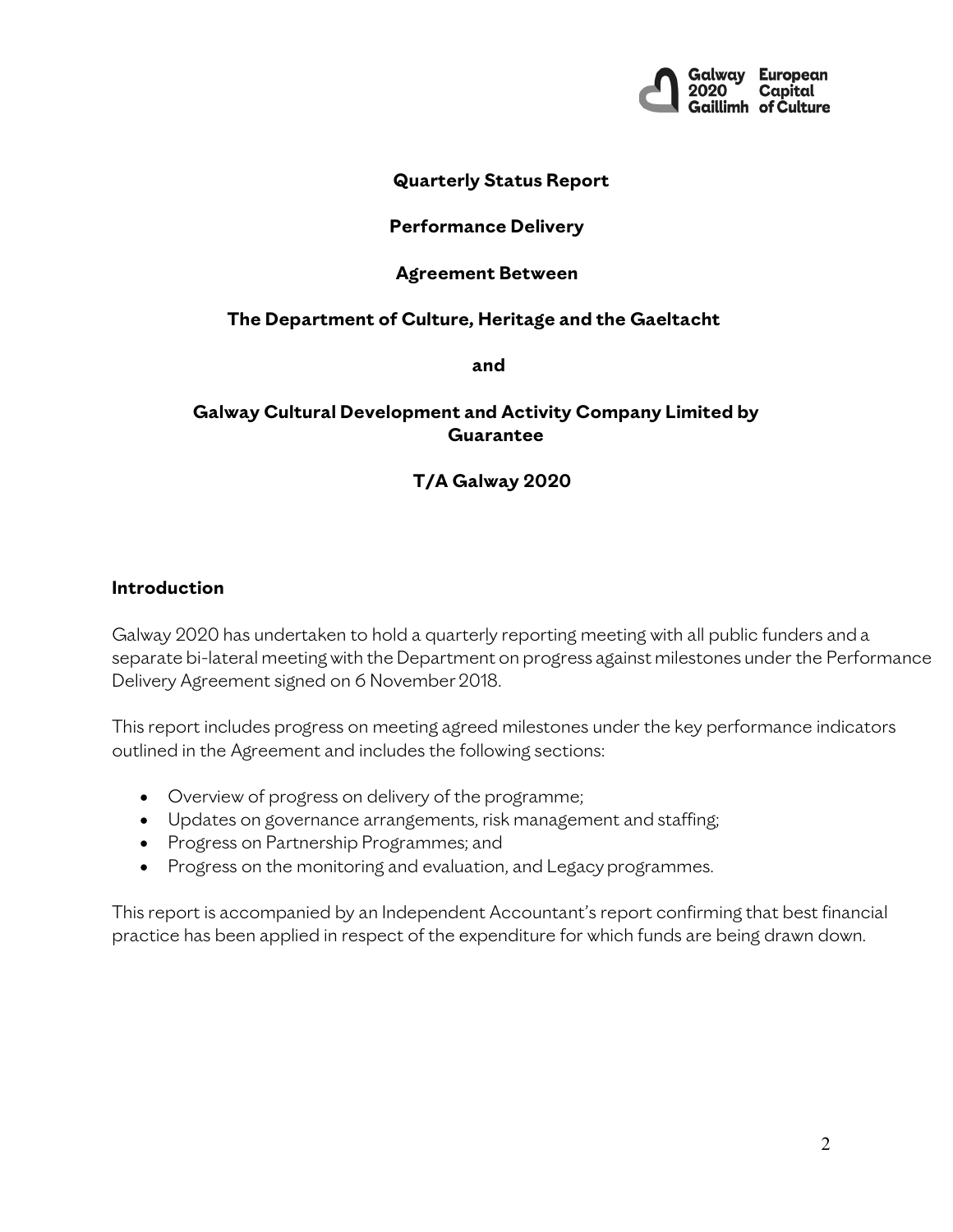**Quarterly Status Report**

**Performance Delivery**

**Agreement Between**

**The Department of Culture, Heritage and the Gaeltacht**

**and**

**Galway Cultural Development and Activity Company Limited by Guarantee**

**T/A Galway 2020**

## Introduction

Galway 2020 has undertaken to hold a quarterly reporting meeting with all public funders and a separate bi-lateral meeting with the Department on progress against milestones under the Performance Delivery Agreement signed on 6 November 2018.

This report includes progress on meeting agreed milestones under the key performance indicators outlined in the Agreement and includes the following sections:

- Overview of progress on delivery of the programme;
- Updates on governance arrangements, risk management and staffing;
- Progress on Partnership Programmes; and
- Progress on the monitoring and evaluation, and Legacy programmes.

This report is accompanied by an Independent Accountant's report confirming that best financial practice has been applied in respect of the expenditure for which funds are being drawn down.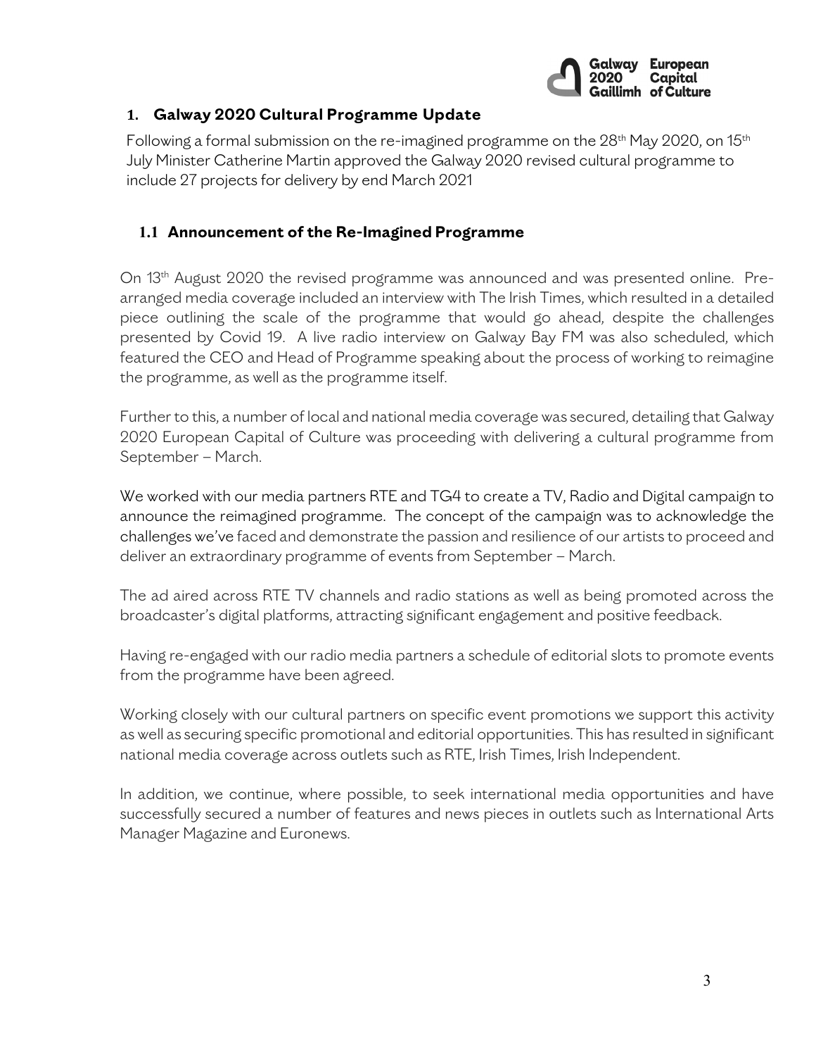## 1. Galway 2020 Cultural Programme Update

Following a formal submission on the re-imagined programme on the 28th May 2020, on 15th July Minister Catherine Martin approved the Galway 2020 revised cultural programme to include 27 projects for delivery by end March 2021

### 1.1 Announcement of the Re-Imagined Programme

On 13th August 2020 the revised programme was announced and was presented online. Pre-arranged media coverage included an interview with The Irish Times, which resulted in a detailed piece outlining the scale of the programme that would go ahead, despite the challenges presented by Covid 19. A live radio interview on Galway Bay FM was also scheduled, which featured the CEO and Head of Programme speaking about the process of working to reimagine the programme, as well as the programme itself.

Further to this, a number of local and national media coverage was secured, detailing that Galway 2020 European Capital of Culture was proceeding with delivering a cultural programme from September – March.

We worked with our media partners RTE and TG4 to create a TV, Radio and Digital campaign to announce the reimagined programme. The concept of the campaign was to acknowledge the challenges we've faced and demonstrate the passion and resilience of our artists to proceed and deliver an extraordinary programme of events from September – March.

The ad aired across RTE TV channels and radio stations as well as being promoted across the broadcaster's digital platforms, attracting significant engagement and positive feedback.

Having re-engaged with our radio media partners a schedule of editorial slots to promote events from the programme have been agreed.

Working closely with our cultural partners on specific event promotions we support this activity as well as securing specific promotional and editorial opportunities. This has resulted in significant national media coverage across outlets such as RTE, Irish Times, Irish Independent.

In addition, we continue, where possible, to seek international media opportunities and have successfully secured a number of features and news pieces in outlets such as International Arts Manager Magazine and Euronews.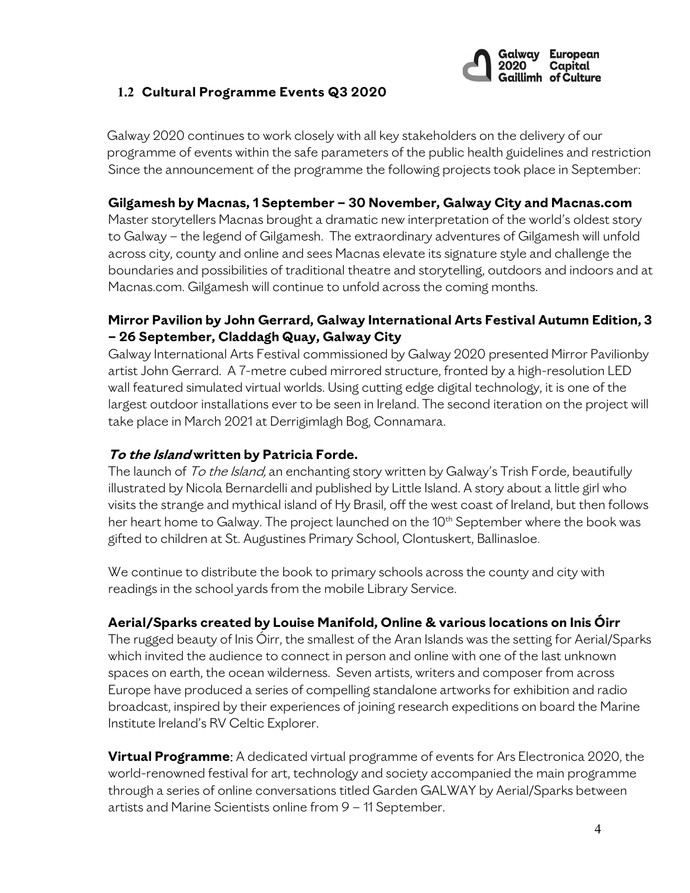## 1.2 Cultural Programme Events Q3 2020

Galway 2020 continues to work closely with all key stakeholders on the delivery of our programme of events within the safe parameters of the public health guidelines and restriction Since the announcement of the programme the following projects took place in September:

**Gilgamesh by Macnas, 1 September – 30 November, Galway City and Macnas.com**

Master storytellers Macnas brought a dramatic new interpretation of the world's oldest story to Galway – the legend of Gilgamesh. The extraordinary adventures of Gilgamesh will unfold across city, county and online and sees Macnas elevate its signature style and challenge the boundaries and possibilities of traditional theatre and storytelling, outdoors and indoors and at Macnas.com. Gilgamesh will continue to unfold across the coming months.

**Mirror Pavilion by John Gerrard, Galway International Arts Festival Autumn Edition, 3 – 26 September, Claddagh Quay, Galway City**

Galway International Arts Festival commissioned by Galway 2020 presented Mirror Pavilionby artist John Gerrard. A 7-metre cubed mirrored structure, fronted by a high-resolution LED wall featured simulated virtual worlds. Using cutting edge digital technology, it is one of the largest outdoor installations ever to be seen in Ireland. The second iteration on the project will take place in March 2021 at Derrigimlagh Bog, Connamara.

***To the Island* written by Patricia Forde.**

The launch of *To the Island,* an enchanting story written by Galway's Trish Forde, beautifully illustrated by Nicola Bernardelli and published by Little Island. A story about a little girl who visits the strange and mythical island of Hy Brasil, off the west coast of Ireland, but then follows her heart home to Galway. The project launched on the 10th September where the book was gifted to children at St. Augustines Primary School, Clontuskert, Ballinasloe.

We continue to distribute the book to primary schools across the county and city with readings in the school yards from the mobile Library Service.

**Aerial/Sparks created by Louise Manifold, Online & various locations on Inis Óirr**

The rugged beauty of Inis Óirr, the smallest of the Aran Islands was the setting for Aerial/Sparks which invited the audience to connect in person and online with one of the last unknown spaces on earth, the ocean wilderness. Seven artists, writers and composer from across Europe have produced a series of compelling standalone artworks for exhibition and radio broadcast, inspired by their experiences of joining research expeditions on board the Marine Institute Ireland's RV Celtic Explorer.

**Virtual Programme**: A dedicated virtual programme of events for Ars Electronica 2020, the world-renowned festival for art, technology and society accompanied the main programme through a series of online conversations titled Garden GALWAY by Aerial/Sparks between artists and Marine Scientists online from 9 – 11 September.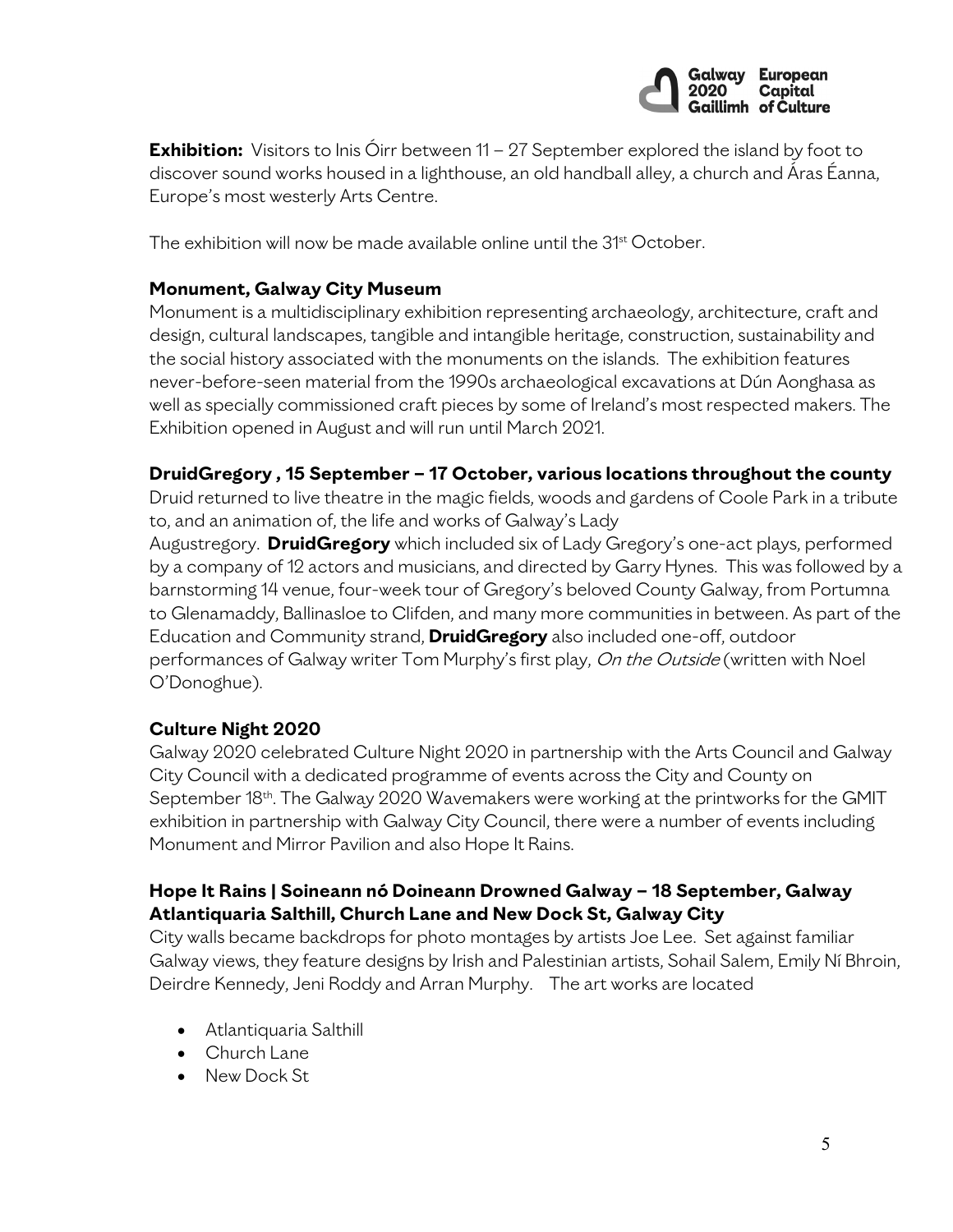**Exhibition:** Visitors to Inis Óirr between 11 – 27 September explored the island by foot to discover sound works housed in a lighthouse, an old handball alley, a church and Áras Éanna, Europe's most westerly Arts Centre.

The exhibition will now be made available online until the 31st October.

### Monument, Galway City Museum

Monument is a multidisciplinary exhibition representing archaeology, architecture, craft and design, cultural landscapes, tangible and intangible heritage, construction, sustainability and the social history associated with the monuments on the islands. The exhibition features never-before-seen material from the 1990s archaeological excavations at Dún Aonghasa as well as specially commissioned craft pieces by some of Ireland's most respected makers. The Exhibition opened in August and will run until March 2021.

### DruidGregory , 15 September – 17 October, various locations throughout the county

Druid returned to live theatre in the magic fields, woods and gardens of Coole Park in a tribute to, and an animation of, the life and works of Galway's Lady Augustregory. **DruidGregory** which included six of Lady Gregory's one-act plays, performed by a company of 12 actors and musicians, and directed by Garry Hynes. This was followed by a barnstorming 14 venue, four-week tour of Gregory's beloved County Galway, from Portumna to Glenamaddy, Ballinasloe to Clifden, and many more communities in between. As part of the Education and Community strand, **DruidGregory** also included one-off, outdoor performances of Galway writer Tom Murphy's first play, *On the Outside* (written with Noel O'Donoghue).

### Culture Night 2020

Galway 2020 celebrated Culture Night 2020 in partnership with the Arts Council and Galway City Council with a dedicated programme of events across the City and County on September 18th. The Galway 2020 Wavemakers were working at the printworks for the GMIT exhibition in partnership with Galway City Council, there were a number of events including Monument and Mirror Pavilion and also Hope It Rains.

### Hope It Rains | Soineann nó Doineann Drowned Galway – 18 September, Galway Atlantiquaria Salthill, Church Lane and New Dock St, Galway City

City walls became backdrops for photo montages by artists Joe Lee. Set against familiar Galway views, they feature designs by Irish and Palestinian artists, Sohail Salem, Emily Ní Bhroin, Deirdre Kennedy, Jeni Roddy and Arran Murphy. The art works are located

- Atlantiquaria Salthill
- Church Lane
- New Dock St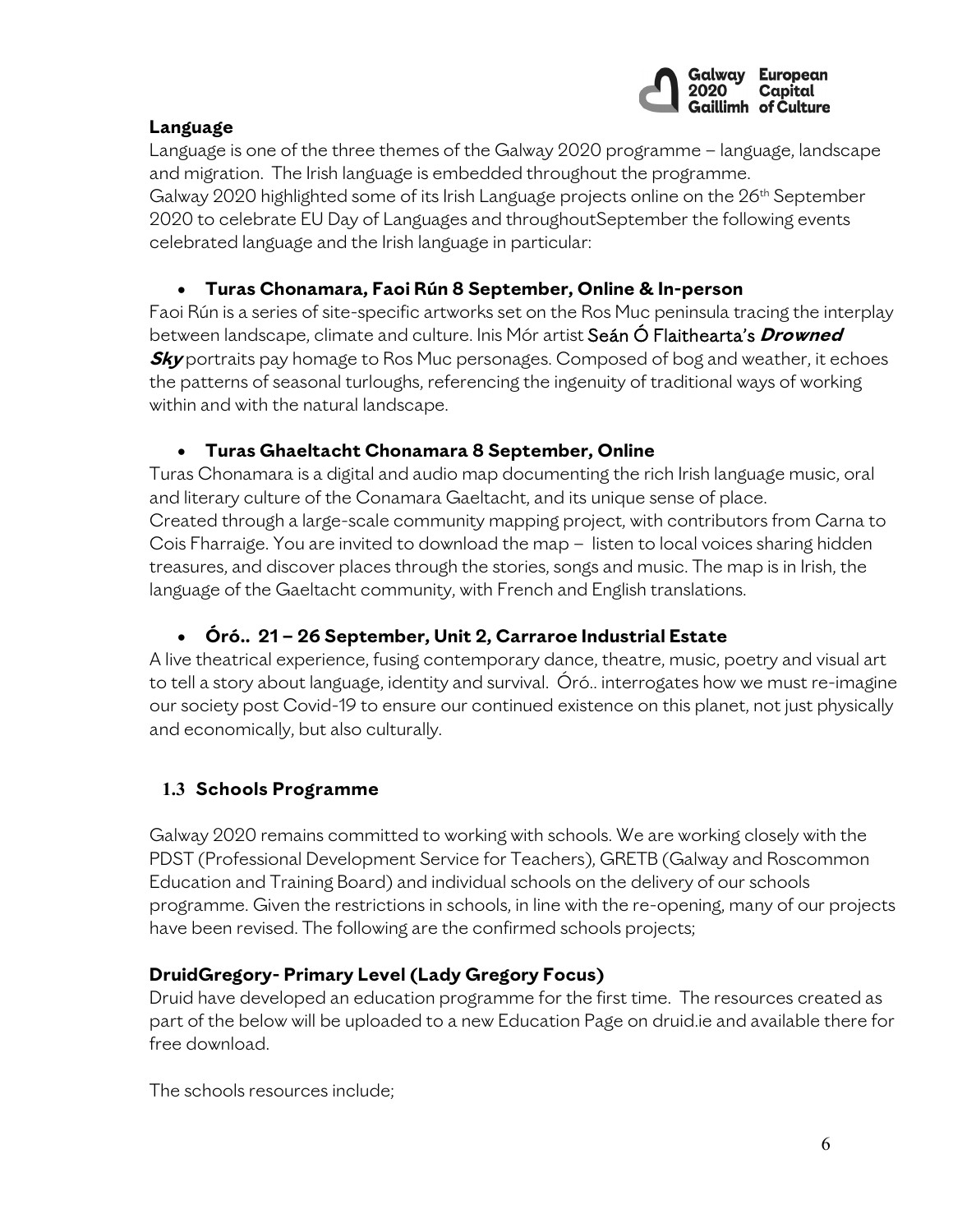**Language**

Language is one of the three themes of the Galway 2020 programme – language, landscape and migration. The Irish language is embedded throughout the programme.
Galway 2020 highlighted some of its Irish Language projects online on the 26th September 2020 to celebrate EU Day of Languages and throughoutSeptember the following events celebrated language and the Irish language in particular:

- **Turas Chonamara, Faoi Rún 8 September, Online & In-person**

Faoi Rún is a series of site-specific artworks set on the Ros Muc peninsula tracing the interplay between landscape, climate and culture. Inis Mór artist Seán Ó Flaithearta's ***Drowned Sky*** portraits pay homage to Ros Muc personages. Composed of bog and weather, it echoes the patterns of seasonal turloughs, referencing the ingenuity of traditional ways of working within and with the natural landscape.

- **Turas Ghaeltacht Chonamara 8 September, Online**

Turas Chonamara is a digital and audio map documenting the rich Irish language music, oral and literary culture of the Conamara Gaeltacht, and its unique sense of place.
Created through a large-scale community mapping project, with contributors from Carna to Cois Fharraige. You are invited to download the map – listen to local voices sharing hidden treasures, and discover places through the stories, songs and music. The map is in Irish, the language of the Gaeltacht community, with French and English translations.

- **Óró.. 21 – 26 September, Unit 2, Carraroe Industrial Estate**

A live theatrical experience, fusing contemporary dance, theatre, music, poetry and visual art to tell a story about language, identity and survival. Óró.. interrogates how we must re-imagine our society post Covid-19 to ensure our continued existence on this planet, not just physically and economically, but also culturally.

## 1.3 Schools Programme

Galway 2020 remains committed to working with schools. We are working closely with the PDST (Professional Development Service for Teachers), GRETB (Galway and Roscommon Education and Training Board) and individual schools on the delivery of our schools programme. Given the restrictions in schools, in line with the re-opening, many of our projects have been revised. The following are the confirmed schools projects;

**DruidGregory- Primary Level (Lady Gregory Focus)**

Druid have developed an education programme for the first time. The resources created as part of the below will be uploaded to a new Education Page on druid.ie and available there for free download.

The schools resources include;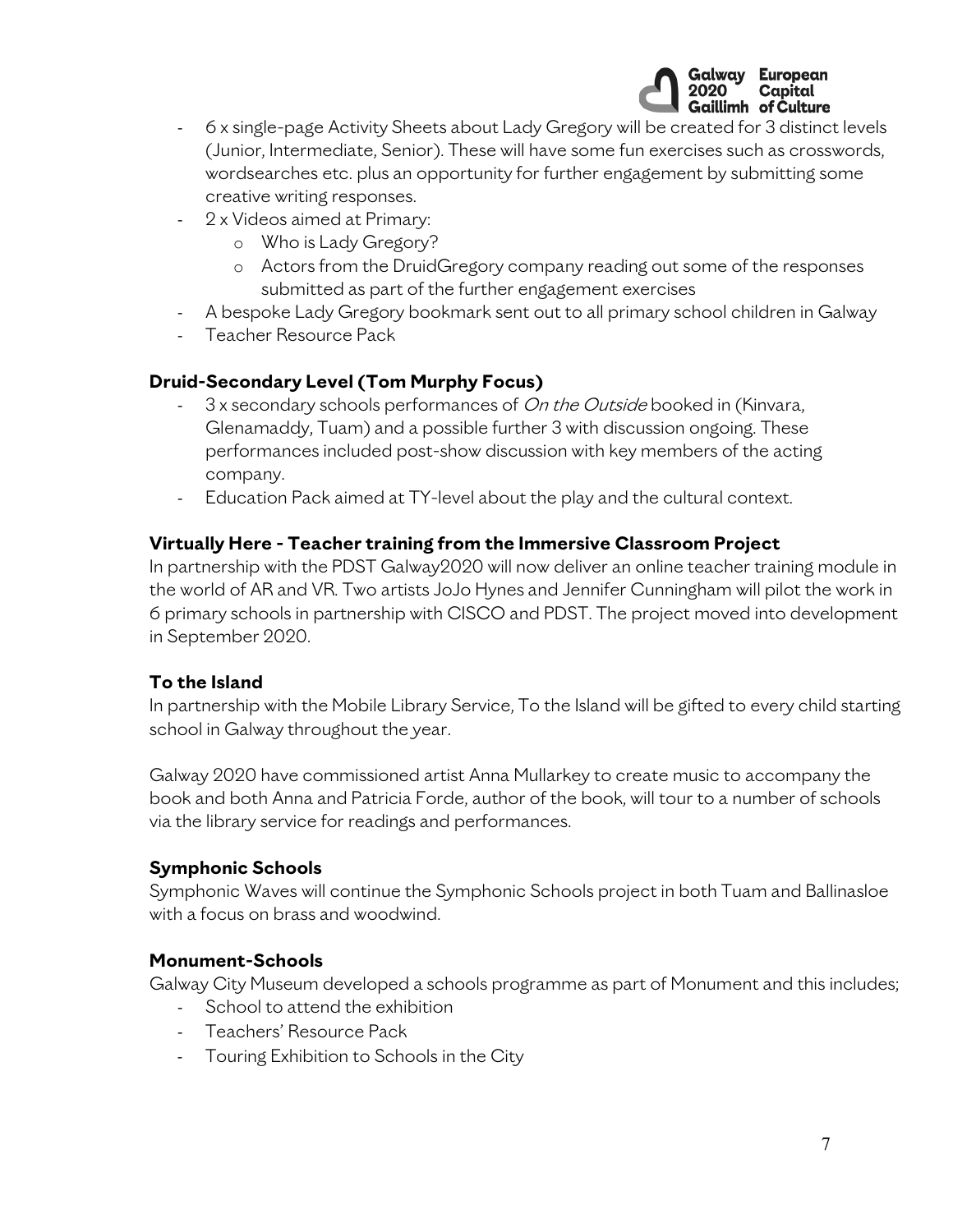- 6 x single-page Activity Sheets about Lady Gregory will be created for 3 distinct levels (Junior, Intermediate, Senior). These will have some fun exercises such as crosswords, wordsearches etc. plus an opportunity for further engagement by submitting some creative writing responses.
- 2 x Videos aimed at Primary:
  - Who is Lady Gregory?
  - Actors from the DruidGregory company reading out some of the responses submitted as part of the further engagement exercises
- A bespoke Lady Gregory bookmark sent out to all primary school children in Galway
- Teacher Resource Pack

### Druid-Secondary Level (Tom Murphy Focus)

- 3 x secondary schools performances of *On the Outside* booked in (Kinvara, Glenamaddy, Tuam) and a possible further 3 with discussion ongoing. These performances included post-show discussion with key members of the acting company.
- Education Pack aimed at TY-level about the play and the cultural context.

### Virtually Here - Teacher training from the Immersive Classroom Project

In partnership with the PDST Galway2020 will now deliver an online teacher training module in the world of AR and VR. Two artists JoJo Hynes and Jennifer Cunningham will pilot the work in 6 primary schools in partnership with CISCO and PDST. The project moved into development in September 2020.

### To the Island

In partnership with the Mobile Library Service, To the Island will be gifted to every child starting school in Galway throughout the year.

Galway 2020 have commissioned artist Anna Mullarkey to create music to accompany the book and both Anna and Patricia Forde, author of the book, will tour to a number of schools via the library service for readings and performances.

### Symphonic Schools

Symphonic Waves will continue the Symphonic Schools project in both Tuam and Ballinasloe with a focus on brass and woodwind.

### Monument-Schools

Galway City Museum developed a schools programme as part of Monument and this includes;

- School to attend the exhibition
- Teachers' Resource Pack
- Touring Exhibition to Schools in the City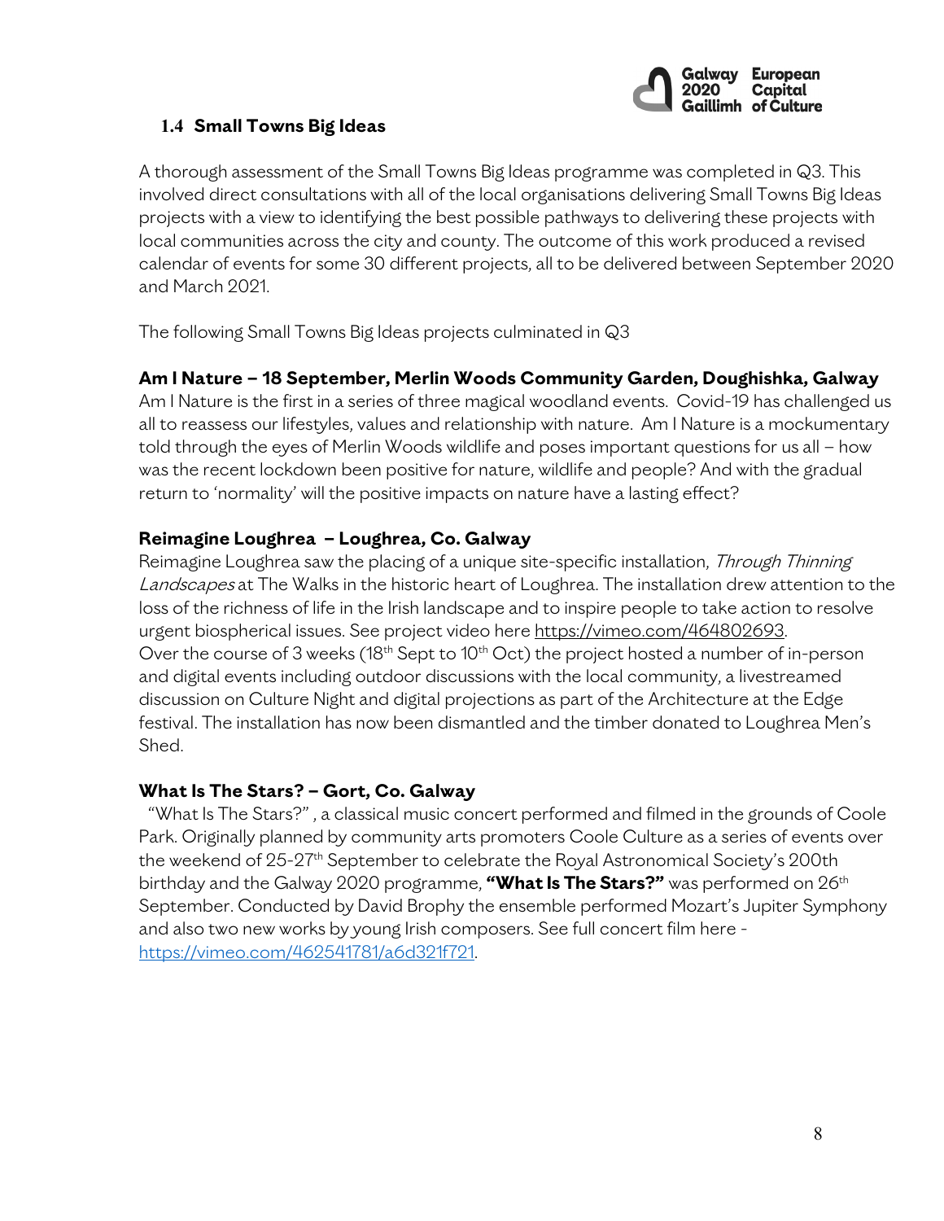## 1.4 Small Towns Big Ideas

A thorough assessment of the Small Towns Big Ideas programme was completed in Q3. This involved direct consultations with all of the local organisations delivering Small Towns Big Ideas projects with a view to identifying the best possible pathways to delivering these projects with local communities across the city and county. The outcome of this work produced a revised calendar of events for some 30 different projects, all to be delivered between September 2020 and March 2021.

The following Small Towns Big Ideas projects culminated in Q3

**Am I Nature – 18 September, Merlin Woods Community Garden, Doughishka, Galway**

Am I Nature is the first in a series of three magical woodland events. Covid-19 has challenged us all to reassess our lifestyles, values and relationship with nature. Am I Nature is a mockumentary told through the eyes of Merlin Woods wildlife and poses important questions for us all – how was the recent lockdown been positive for nature, wildlife and people? And with the gradual return to 'normality' will the positive impacts on nature have a lasting effect?

**Reimagine Loughrea – Loughrea, Co. Galway**

Reimagine Loughrea saw the placing of a unique site-specific installation, *Through Thinning Landscapes* at The Walks in the historic heart of Loughrea. The installation drew attention to the loss of the richness of life in the Irish landscape and to inspire people to take action to resolve urgent biospherical issues. See project video here https://vimeo.com/464802693.
Over the course of 3 weeks (18th Sept to 10th Oct) the project hosted a number of in-person and digital events including outdoor discussions with the local community, a livestreamed discussion on Culture Night and digital projections as part of the Architecture at the Edge festival. The installation has now been dismantled and the timber donated to Loughrea Men's Shed.

**What Is The Stars? – Gort, Co. Galway**

"What Is The Stars?" , a classical music concert performed and filmed in the grounds of Coole Park. Originally planned by community arts promoters Coole Culture as a series of events over the weekend of 25-27th September to celebrate the Royal Astronomical Society's 200th birthday and the Galway 2020 programme, **"What Is The Stars?"** was performed on 26th September. Conducted by David Brophy the ensemble performed Mozart's Jupiter Symphony and also two new works by young Irish composers. See full concert film here - https://vimeo.com/462541781/a6d321f721.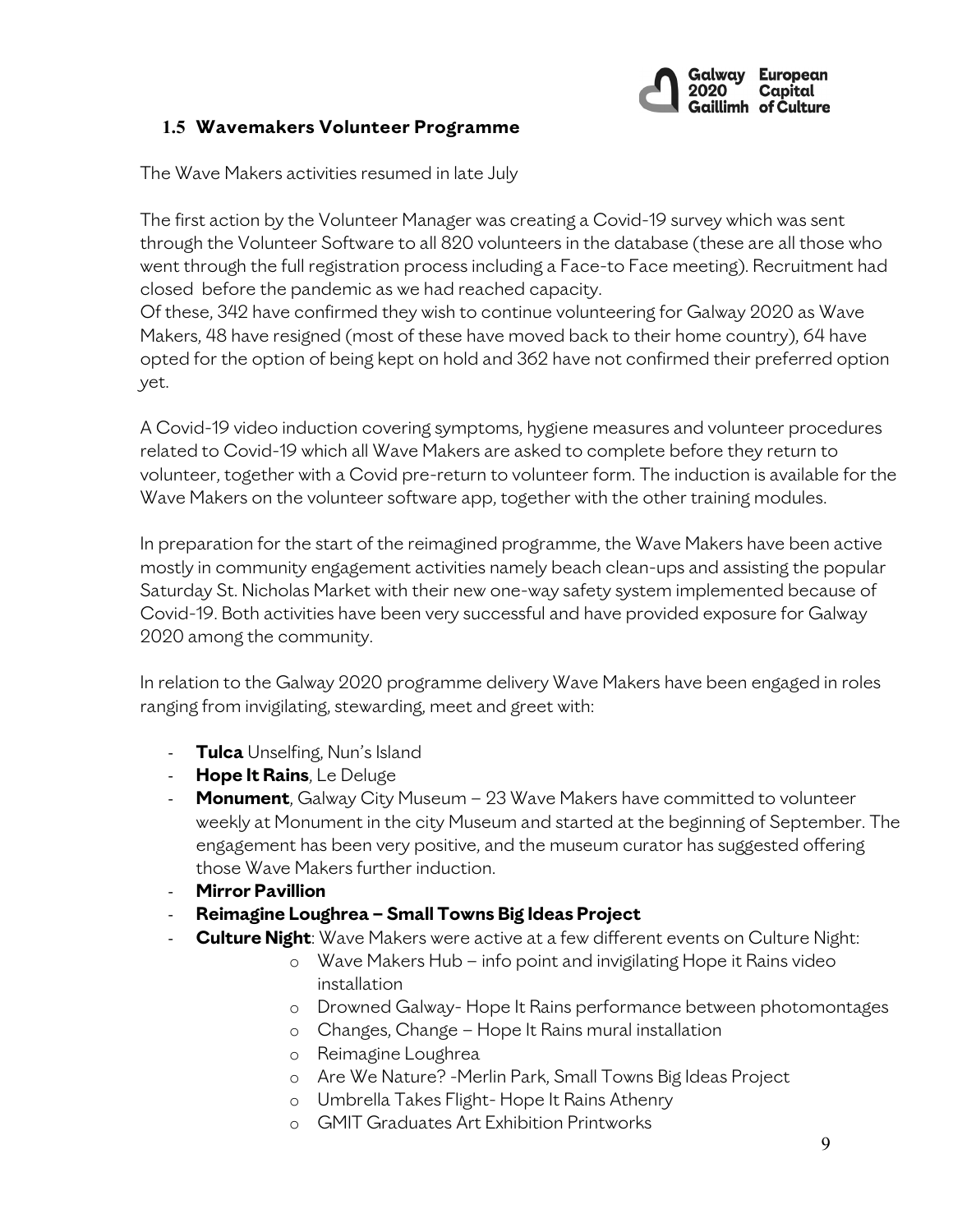## 1.5 Wavemakers Volunteer Programme

The Wave Makers activities resumed in late July

The first action by the Volunteer Manager was creating a Covid-19 survey which was sent through the Volunteer Software to all 820 volunteers in the database (these are all those who went through the full registration process including a Face-to Face meeting). Recruitment had closed before the pandemic as we had reached capacity.
Of these, 342 have confirmed they wish to continue volunteering for Galway 2020 as Wave Makers, 48 have resigned (most of these have moved back to their home country), 64 have opted for the option of being kept on hold and 362 have not confirmed their preferred option yet.

A Covid-19 video induction covering symptoms, hygiene measures and volunteer procedures related to Covid-19 which all Wave Makers are asked to complete before they return to volunteer, together with a Covid pre-return to volunteer form. The induction is available for the Wave Makers on the volunteer software app, together with the other training modules.

In preparation for the start of the reimagined programme, the Wave Makers have been active mostly in community engagement activities namely beach clean-ups and assisting the popular Saturday St. Nicholas Market with their new one-way safety system implemented because of Covid-19. Both activities have been very successful and have provided exposure for Galway 2020 among the community.

In relation to the Galway 2020 programme delivery Wave Makers have been engaged in roles ranging from invigilating, stewarding, meet and greet with:

- **Tulca** Unselfing, Nun's Island
- **Hope It Rains**, Le Deluge
- **Monument**, Galway City Museum – 23 Wave Makers have committed to volunteer weekly at Monument in the city Museum and started at the beginning of September. The engagement has been very positive, and the museum curator has suggested offering those Wave Makers further induction.
- **Mirror Pavillion**
- **Reimagine Loughrea – Small Towns Big Ideas Project**
- **Culture Night**: Wave Makers were active at a few different events on Culture Night:
    - Wave Makers Hub – info point and invigilating Hope it Rains video installation
    - Drowned Galway- Hope It Rains performance between photomontages
    - Changes, Change – Hope It Rains mural installation
    - Reimagine Loughrea
    - Are We Nature? -Merlin Park, Small Towns Big Ideas Project
    - Umbrella Takes Flight- Hope It Rains Athenry
    - GMIT Graduates Art Exhibition Printworks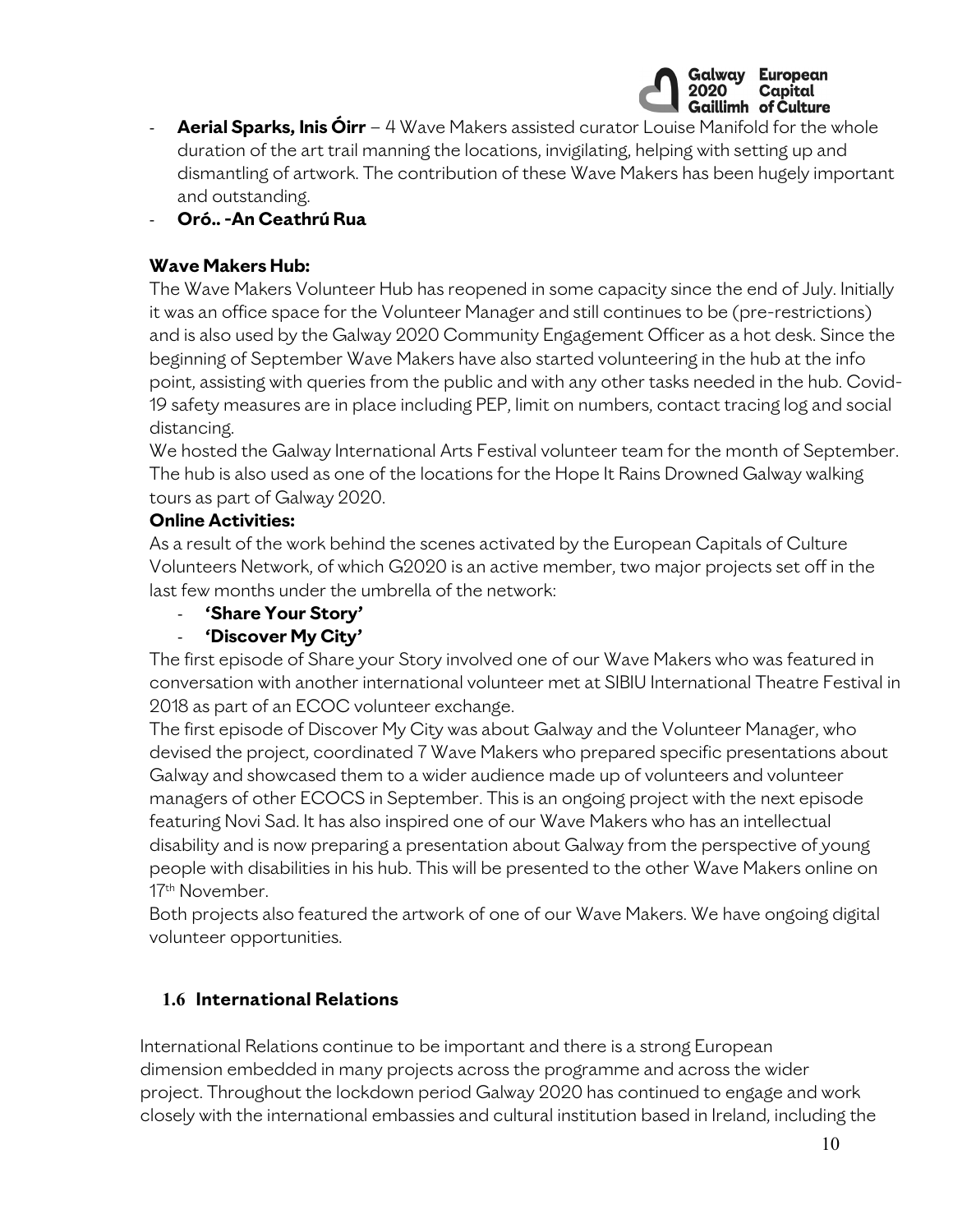- **Aerial Sparks, Inis Óirr** – 4 Wave Makers assisted curator Louise Manifold for the whole duration of the art trail manning the locations, invigilating, helping with setting up and dismantling of artwork. The contribution of these Wave Makers has been hugely important and outstanding.
- **Oró.. -An Ceathrú Rua**

**Wave Makers Hub:**

The Wave Makers Volunteer Hub has reopened in some capacity since the end of July. Initially it was an office space for the Volunteer Manager and still continues to be (pre-restrictions) and is also used by the Galway 2020 Community Engagement Officer as a hot desk. Since the beginning of September Wave Makers have also started volunteering in the hub at the info point, assisting with queries from the public and with any other tasks needed in the hub. Covid-19 safety measures are in place including PEP, limit on numbers, contact tracing log and social distancing.

We hosted the Galway International Arts Festival volunteer team for the month of September. The hub is also used as one of the locations for the Hope It Rains Drowned Galway walking tours as part of Galway 2020.

**Online Activities:**

As a result of the work behind the scenes activated by the European Capitals of Culture Volunteers Network, of which G2020 is an active member, two major projects set off in the last few months under the umbrella of the network:

- **'Share Your Story'**
- **'Discover My City'**

The first episode of Share your Story involved one of our Wave Makers who was featured in conversation with another international volunteer met at SIBIU International Theatre Festival in 2018 as part of an ECOC volunteer exchange.

The first episode of Discover My City was about Galway and the Volunteer Manager, who devised the project, coordinated 7 Wave Makers who prepared specific presentations about Galway and showcased them to a wider audience made up of volunteers and volunteer managers of other ECOCS in September. This is an ongoing project with the next episode featuring Novi Sad. It has also inspired one of our Wave Makers who has an intellectual disability and is now preparing a presentation about Galway from the perspective of young people with disabilities in his hub. This will be presented to the other Wave Makers online on 17th November.

Both projects also featured the artwork of one of our Wave Makers. We have ongoing digital volunteer opportunities.

## 1.6 International Relations

International Relations continue to be important and there is a strong European dimension embedded in many projects across the programme and across the wider project. Throughout the lockdown period Galway 2020 has continued to engage and work closely with the international embassies and cultural institution based in Ireland, including the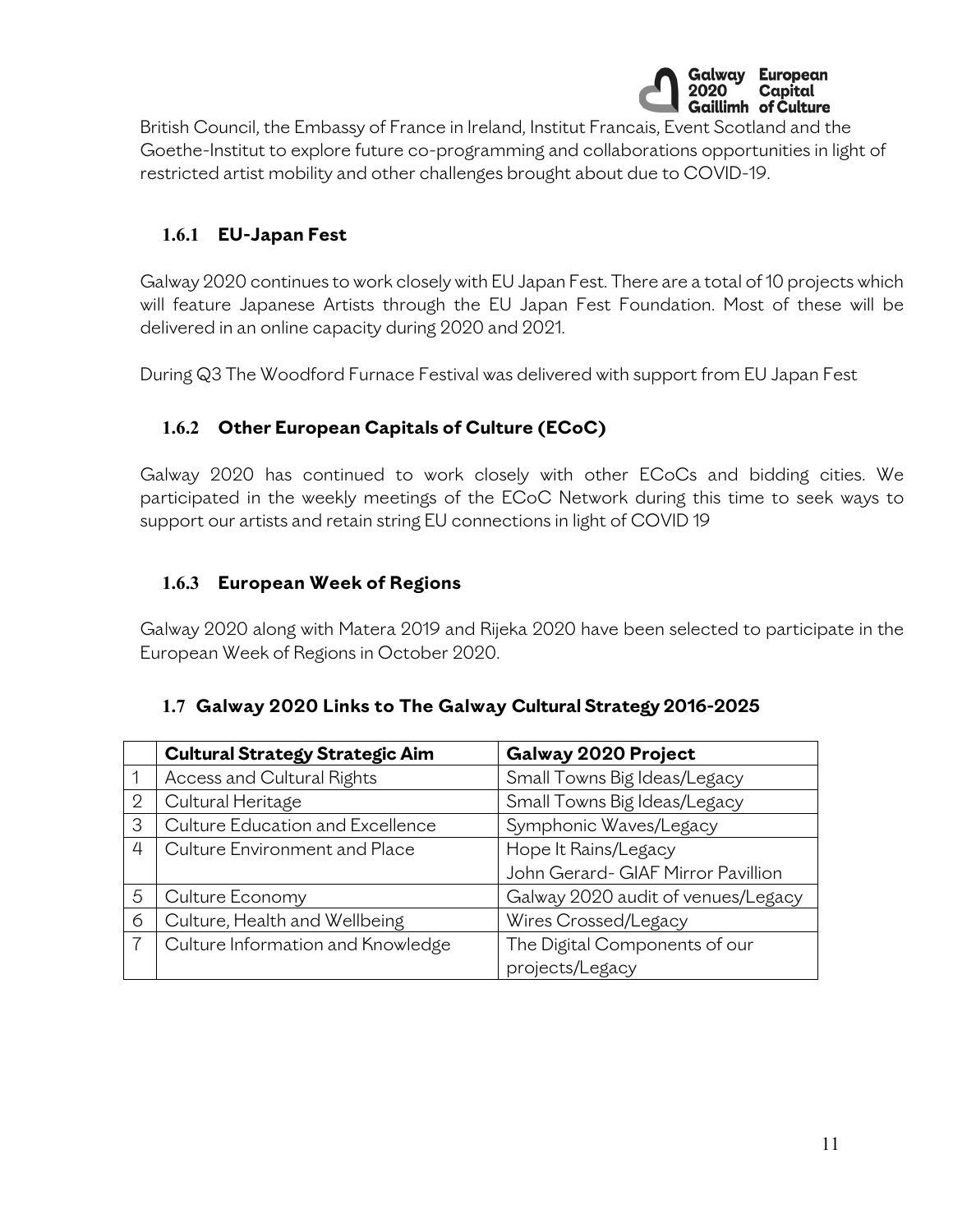British Council, the Embassy of France in Ireland, Institut Francais, Event Scotland and the Goethe-Institut to explore future co-programming and collaborations opportunities in light of restricted artist mobility and other challenges brought about due to COVID-19.

### 1.6.1 EU-Japan Fest

Galway 2020 continues to work closely with EU Japan Fest. There are a total of 10 projects which will feature Japanese Artists through the EU Japan Fest Foundation. Most of these will be delivered in an online capacity during 2020 and 2021.

During Q3 The Woodford Furnace Festival was delivered with support from EU Japan Fest

### 1.6.2 Other European Capitals of Culture (ECoC)

Galway 2020 has continued to work closely with other ECoCs and bidding cities. We participated in the weekly meetings of the ECoC Network during this time to seek ways to support our artists and retain string EU connections in light of COVID 19

### 1.6.3 European Week of Regions

Galway 2020 along with Matera 2019 and Rijeka 2020 have been selected to participate in the European Week of Regions in October 2020.

## 1.7 Galway 2020 Links to The Galway Cultural Strategy 2016-2025

| | Cultural Strategy Strategic Aim | Galway 2020 Project |
|---|---|---|
| 1 | Access and Cultural Rights | Small Towns Big Ideas/Legacy |
| 2 | Cultural Heritage | Small Towns Big Ideas/Legacy |
| 3 | Culture Education and Excellence | Symphonic Waves/Legacy |
| 4 | Culture Environment and Place | Hope It Rains/Legacy<br>John Gerard- GIAF Mirror Pavillion |
| 5 | Culture Economy | Galway 2020 audit of venues/Legacy |
| 6 | Culture, Health and Wellbeing | Wires Crossed/Legacy |
| 7 | Culture Information and Knowledge | The Digital Components of our projects/Legacy |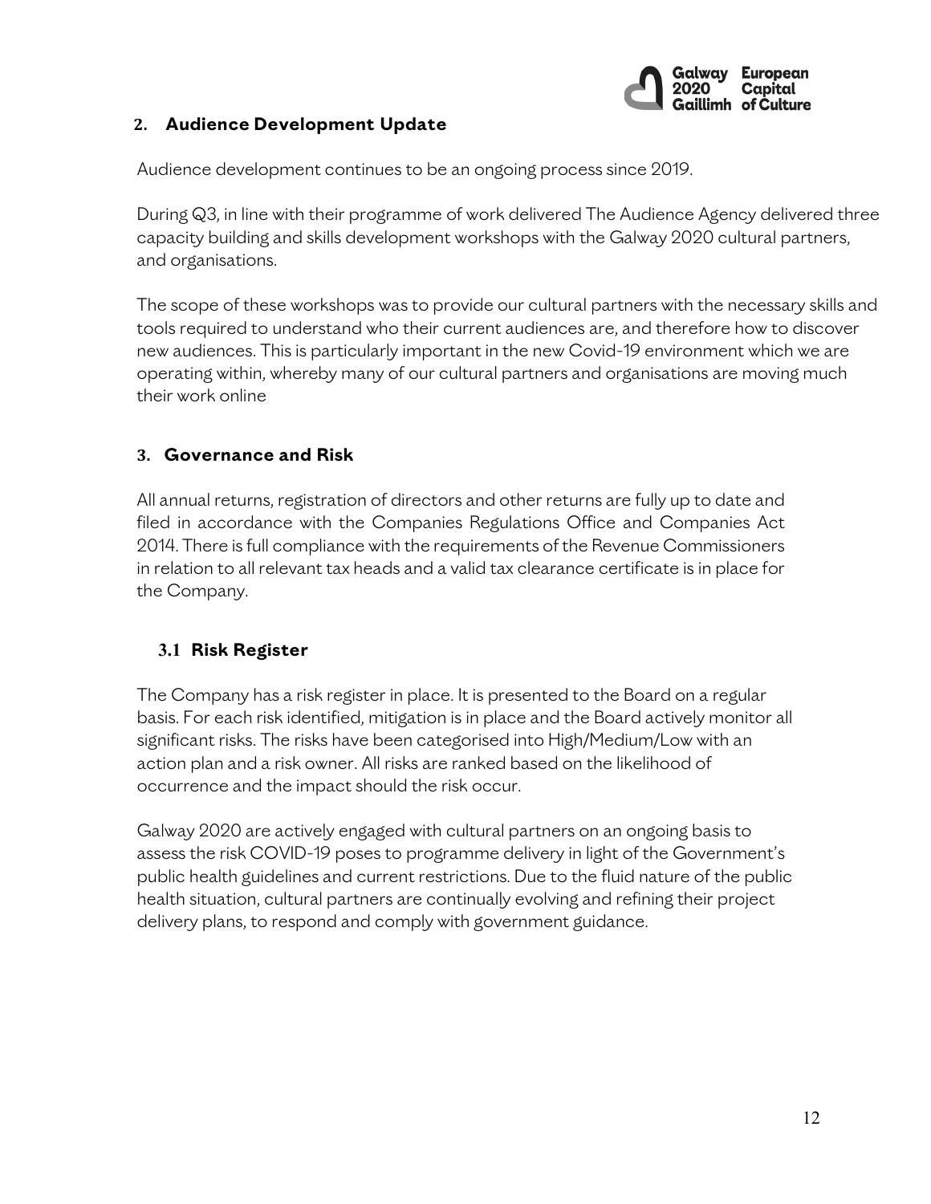## 2. Audience Development Update

Audience development continues to be an ongoing process since 2019.

During Q3, in line with their programme of work delivered The Audience Agency delivered three capacity building and skills development workshops with the Galway 2020 cultural partners, and organisations.

The scope of these workshops was to provide our cultural partners with the necessary skills and tools required to understand who their current audiences are, and therefore how to discover new audiences. This is particularly important in the new Covid-19 environment which we are operating within, whereby many of our cultural partners and organisations are moving much their work online

## 3. Governance and Risk

All annual returns, registration of directors and other returns are fully up to date and filed in accordance with the Companies Regulations Office and Companies Act 2014. There is full compliance with the requirements of the Revenue Commissioners in relation to all relevant tax heads and a valid tax clearance certificate is in place for the Company.

### 3.1 Risk Register

The Company has a risk register in place. It is presented to the Board on a regular basis. For each risk identified, mitigation is in place and the Board actively monitor all significant risks. The risks have been categorised into High/Medium/Low with an action plan and a risk owner. All risks are ranked based on the likelihood of occurrence and the impact should the risk occur.

Galway 2020 are actively engaged with cultural partners on an ongoing basis to assess the risk COVID-19 poses to programme delivery in light of the Government's public health guidelines and current restrictions. Due to the fluid nature of the public health situation, cultural partners are continually evolving and refining their project delivery plans, to respond and comply with government guidance.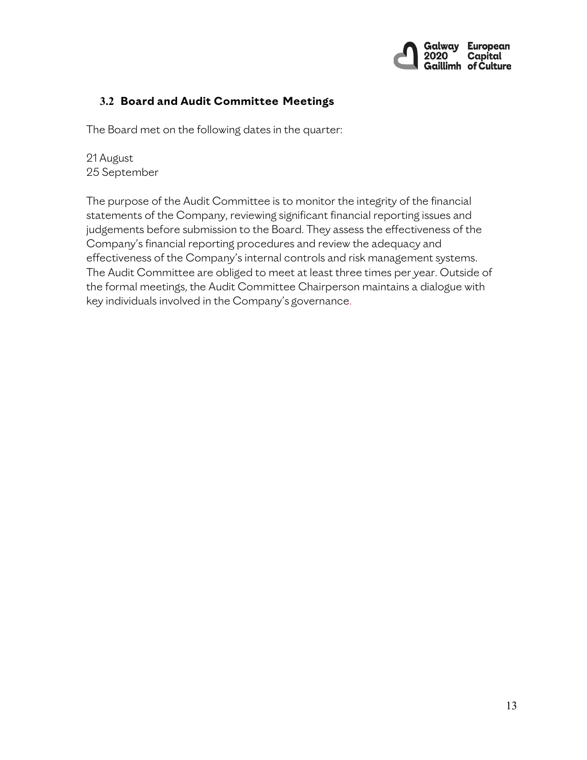## 3.2 Board and Audit Committee Meetings

The Board met on the following dates in the quarter:

21 August
25 September

The purpose of the Audit Committee is to monitor the integrity of the financial statements of the Company, reviewing significant financial reporting issues and judgements before submission to the Board. They assess the effectiveness of the Company's financial reporting procedures and review the adequacy and effectiveness of the Company's internal controls and risk management systems. The Audit Committee are obliged to meet at least three times per year. Outside of the formal meetings, the Audit Committee Chairperson maintains a dialogue with key individuals involved in the Company's governance.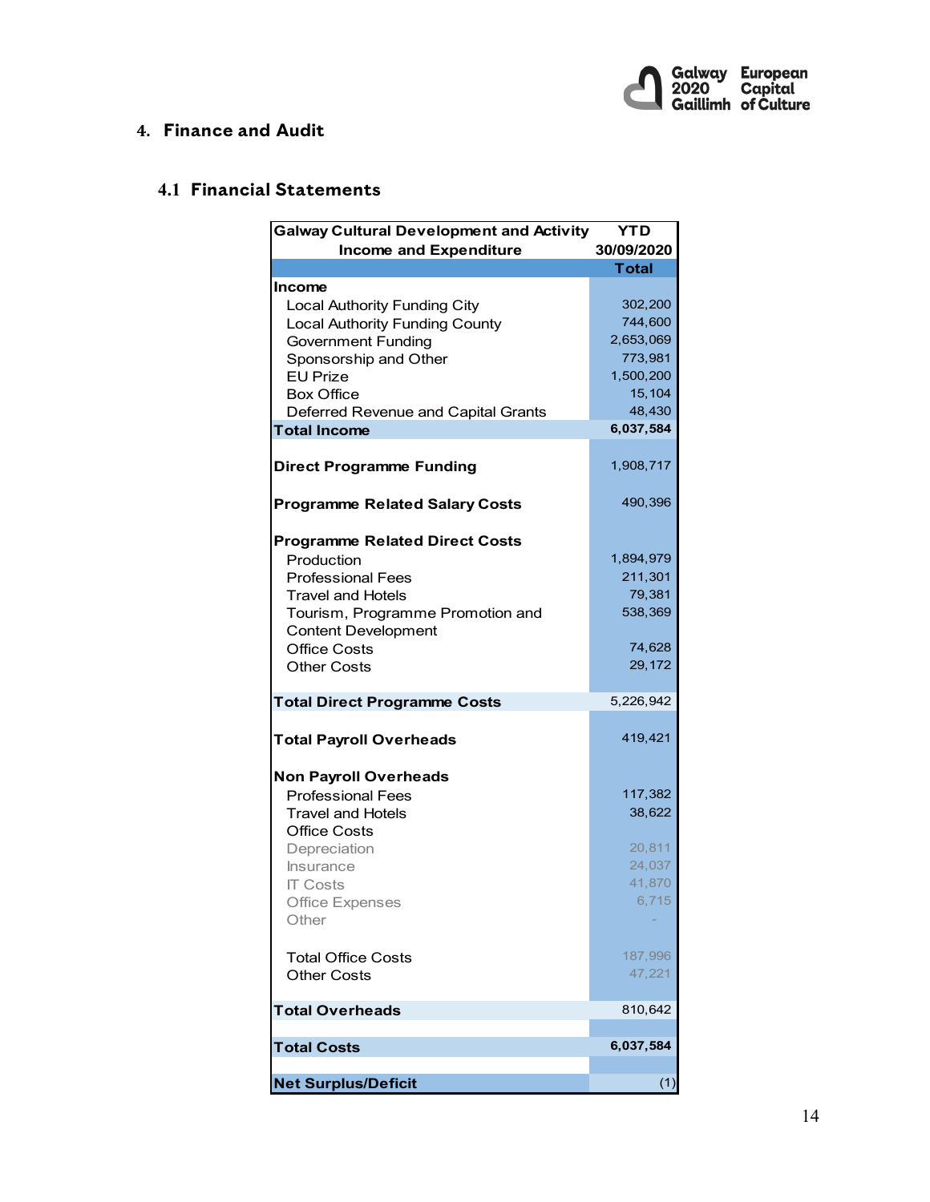## 4. Finance and Audit

### 4.1 Financial Statements

| Galway Cultural Development and Activity Income and Expenditure | YTD 30/09/2020 Total |
|---|---|
| **Income** | |
| Local Authority Funding City | 302,200 |
| Local Authority Funding County | 744,600 |
| Government Funding | 2,653,069 |
| Sponsorship and Other | 773,981 |
| EU Prize | 1,500,200 |
| Box Office | 15,104 |
| Deferred Revenue and Capital Grants | 48,430 |
| **Total Income** | **6,037,584** |
| | |
| **Direct Programme Funding** | 1,908,717 |
| | |
| **Programme Related Salary Costs** | 490,396 |
| | |
| **Programme Related Direct Costs** | |
| Production | 1,894,979 |
| Professional Fees | 211,301 |
| Travel and Hotels | 79,381 |
| Tourism, Programme Promotion and Content Development | 538,369 |
| Office Costs | 74,628 |
| Other Costs | 29,172 |
| | |
| **Total Direct Programme Costs** | 5,226,942 |
| | |
| **Total Payroll Overheads** | 419,421 |
| | |
| **Non Payroll Overheads** | |
| Professional Fees | 117,382 |
| Travel and Hotels | 38,622 |
| Office Costs | |
| Depreciation | 20,811 |
| Insurance | 24,037 |
| IT Costs | 41,870 |
| Office Expenses | 6,715 |
| Other | - |
| | |
| Total Office Costs | 187,996 |
| Other Costs | 47,221 |
| | |
| **Total Overheads** | 810,642 |
| | |
| **Total Costs** | **6,037,584** |
| | |
| **Net Surplus/Deficit** | (1) |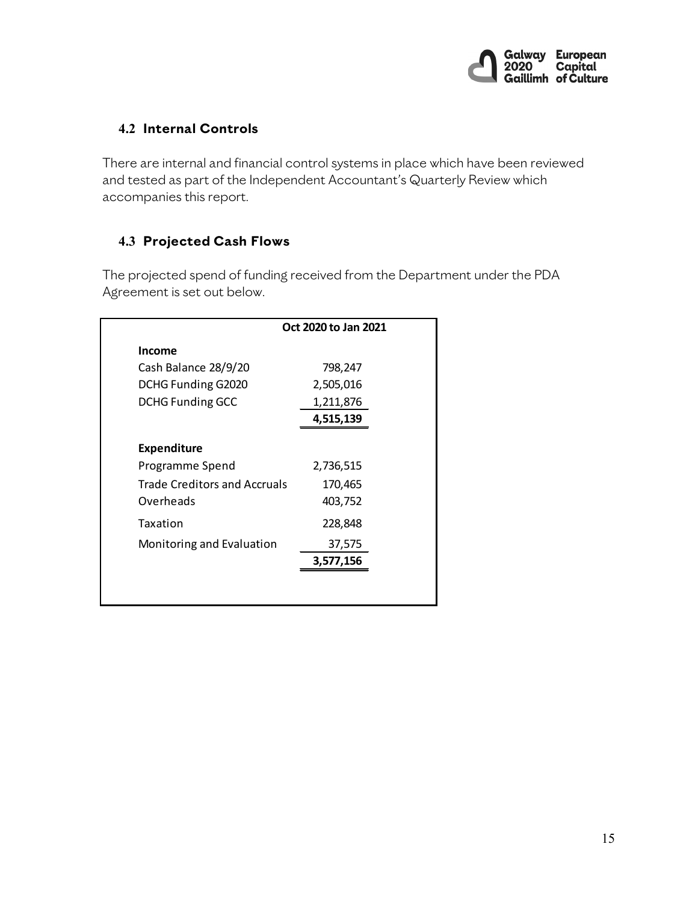## 4.2 Internal Controls

There are internal and financial control systems in place which have been reviewed and tested as part of the Independent Accountant's Quarterly Review which accompanies this report.

## 4.3 Projected Cash Flows

The projected spend of funding received from the Department under the PDA Agreement is set out below.

| | Oct 2020 to Jan 2021 |
|---|---|
| **Income** | |
| Cash Balance 28/9/20 | 798,247 |
| DCHG Funding G2020 | 2,505,016 |
| DCHG Funding GCC | 1,211,876 |
| | **4,515,139** |
| **Expenditure** | |
| Programme Spend | 2,736,515 |
| Trade Creditors and Accruals | 170,465 |
| Overheads | 403,752 |
| Taxation | 228,848 |
| Monitoring and Evaluation | 37,575 |
| | **3,577,156** |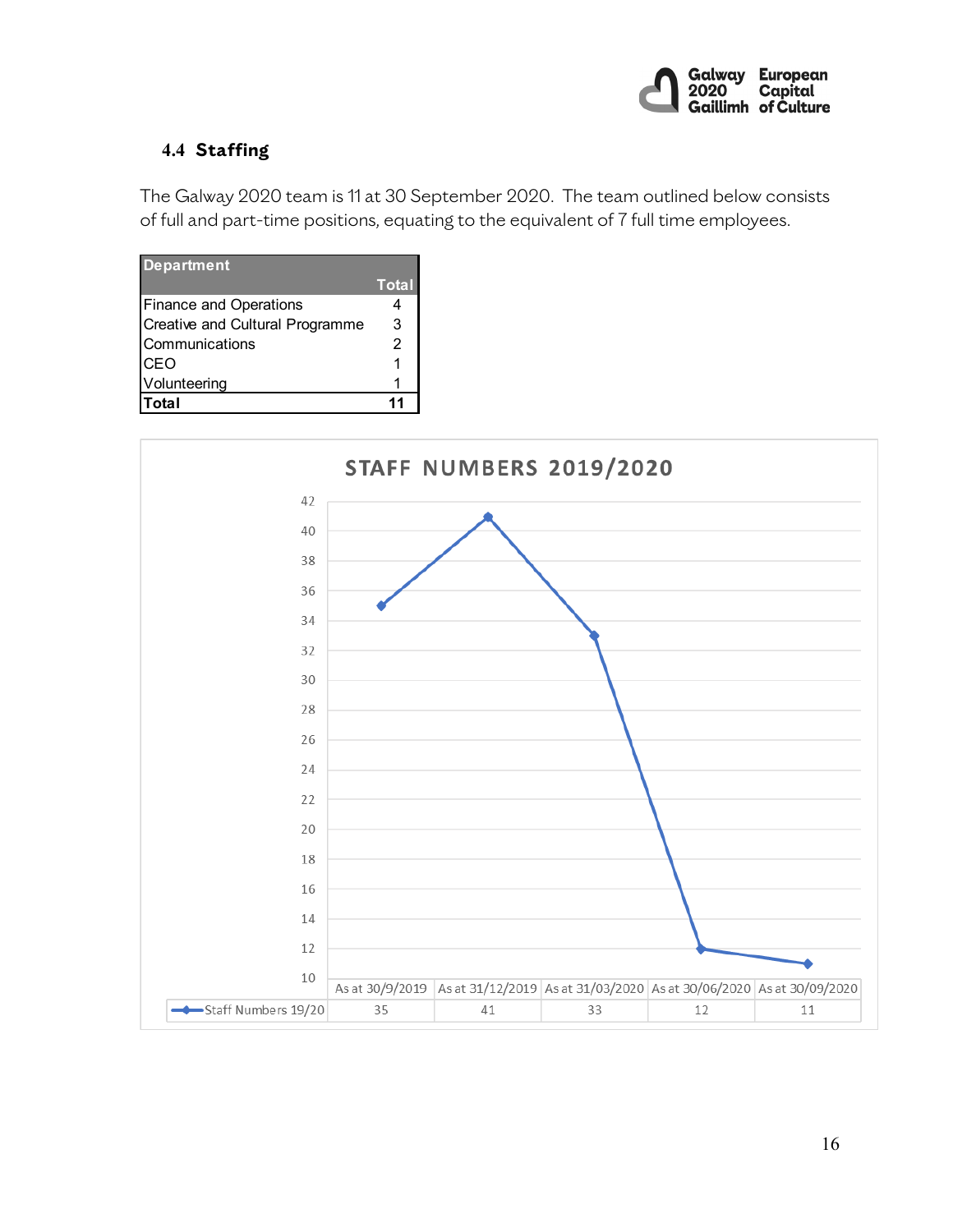### 4.4 Staffing

The Galway 2020 team is 11 at 30 September 2020. The team outlined below consists of full and part-time positions, equating to the equivalent of 7 full time employees.

| Department | Total |
|---|---|
| Finance and Operations | 4 |
| Creative and Cultural Programme | 3 |
| Communications | 2 |
| CEO | 1 |
| Volunteering | 1 |
| **Total** | **11** |

**STAFF NUMBERS 2019/2020**

| | As at 30/9/2019 | As at 31/12/2019 | As at 31/03/2020 | As at 30/06/2020 | As at 30/09/2020 |
|---|---|---|---|---|---|
| Staff Numbers 19/20 | 35 | 41 | 33 | 12 | 11 |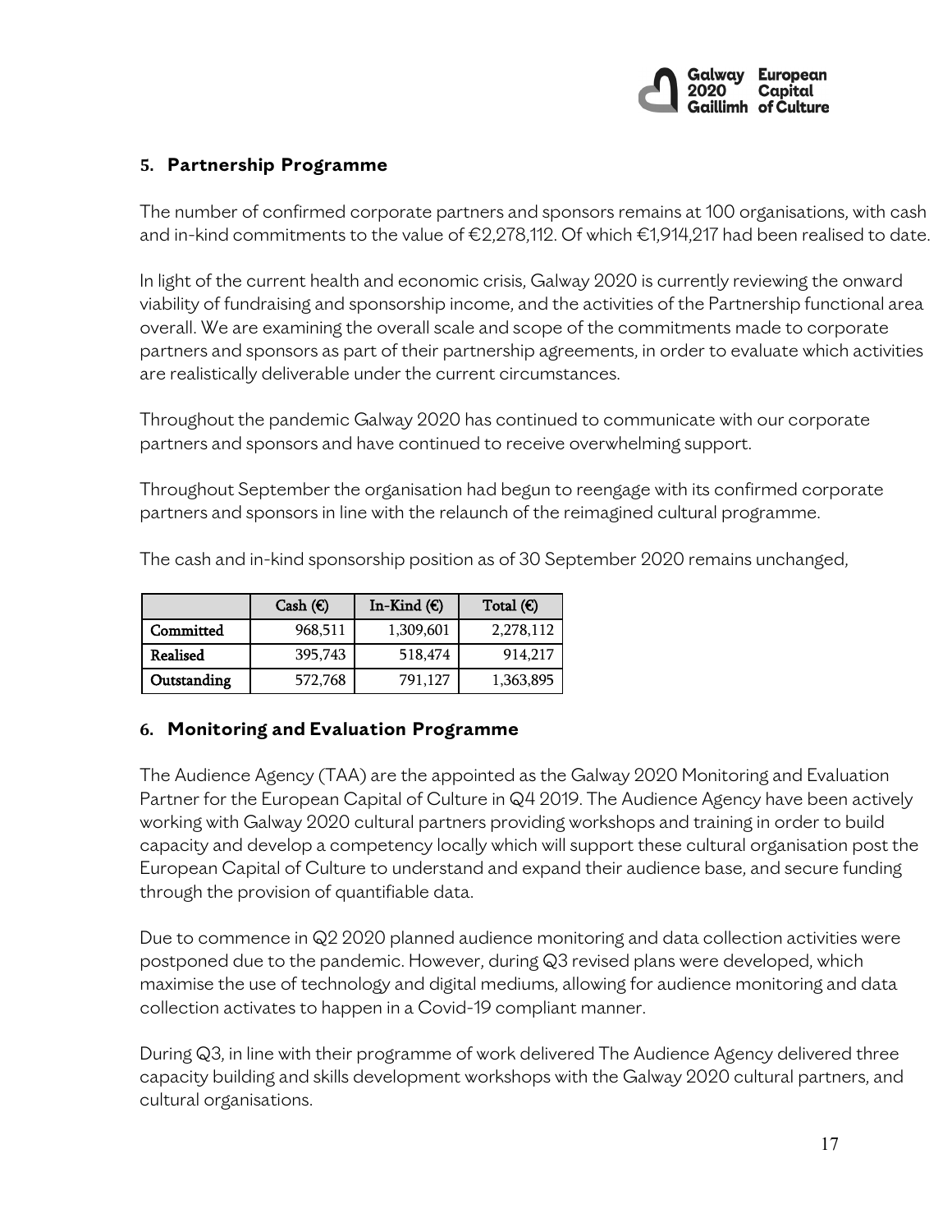## 5. Partnership Programme

The number of confirmed corporate partners and sponsors remains at 100 organisations, with cash and in-kind commitments to the value of €2,278,112. Of which €1,914,217 had been realised to date.

In light of the current health and economic crisis, Galway 2020 is currently reviewing the onward viability of fundraising and sponsorship income, and the activities of the Partnership functional area overall. We are examining the overall scale and scope of the commitments made to corporate partners and sponsors as part of their partnership agreements, in order to evaluate which activities are realistically deliverable under the current circumstances.

Throughout the pandemic Galway 2020 has continued to communicate with our corporate partners and sponsors and have continued to receive overwhelming support.

Throughout September the organisation had begun to reengage with its confirmed corporate partners and sponsors in line with the relaunch of the reimagined cultural programme.

The cash and in-kind sponsorship position as of 30 September 2020 remains unchanged,

| | Cash (€) | In-Kind (€) | Total (€) |
|---|---|---|---|
| Committed | 968,511 | 1,309,601 | 2,278,112 |
| Realised | 395,743 | 518,474 | 914,217 |
| Outstanding | 572,768 | 791,127 | 1,363,895 |

## 6. Monitoring and Evaluation Programme

The Audience Agency (TAA) are the appointed as the Galway 2020 Monitoring and Evaluation Partner for the European Capital of Culture in Q4 2019. The Audience Agency have been actively working with Galway 2020 cultural partners providing workshops and training in order to build capacity and develop a competency locally which will support these cultural organisation post the European Capital of Culture to understand and expand their audience base, and secure funding through the provision of quantifiable data.

Due to commence in Q2 2020 planned audience monitoring and data collection activities were postponed due to the pandemic. However, during Q3 revised plans were developed, which maximise the use of technology and digital mediums, allowing for audience monitoring and data collection activates to happen in a Covid-19 compliant manner.

During Q3, in line with their programme of work delivered The Audience Agency delivered three capacity building and skills development workshops with the Galway 2020 cultural partners, and cultural organisations.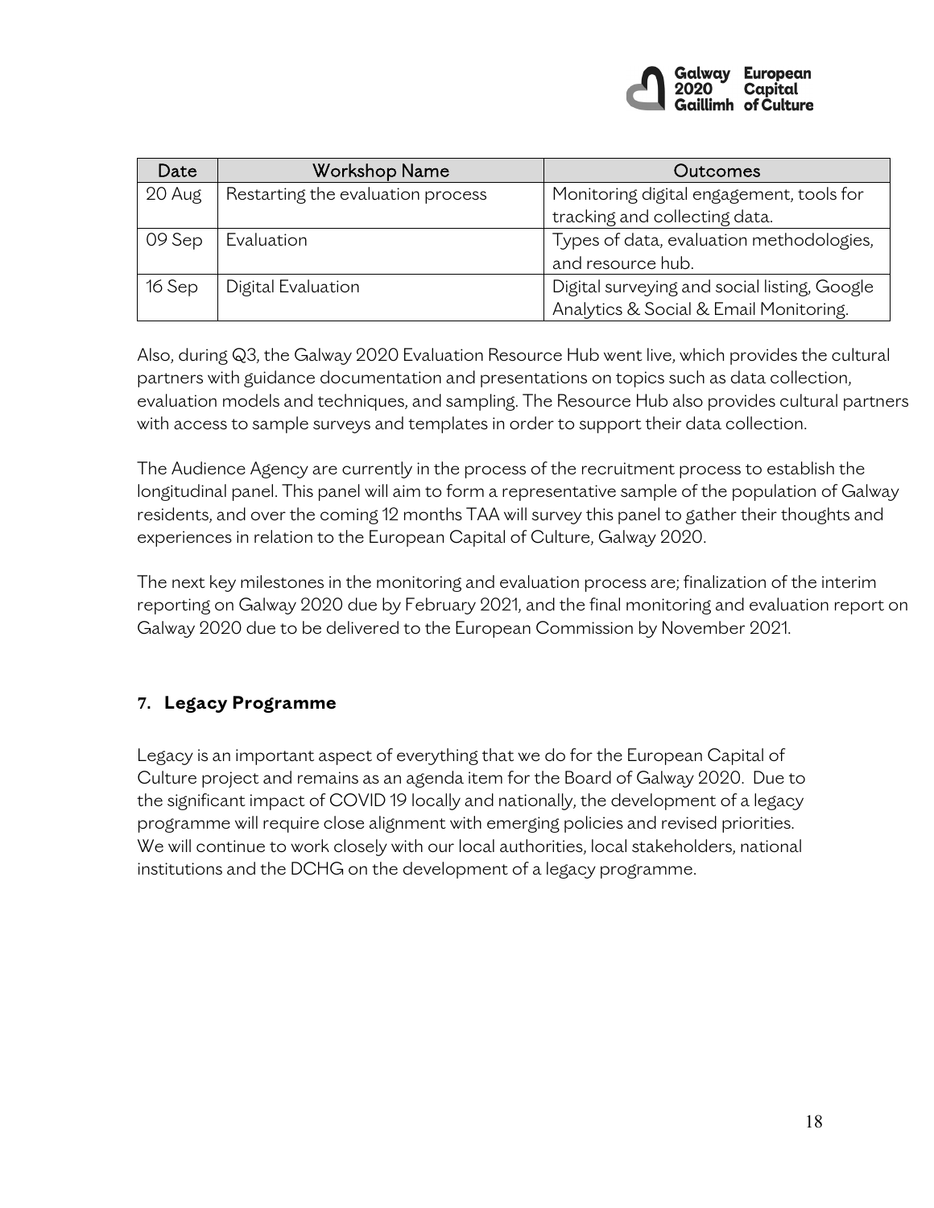| Date | Workshop Name | Outcomes |
| --- | --- | --- |
| 20 Aug | Restarting the evaluation process | Monitoring digital engagement, tools for tracking and collecting data. |
| 09 Sep | Evaluation | Types of data, evaluation methodologies, and resource hub. |
| 16 Sep | Digital Evaluation | Digital surveying and social listing, Google Analytics & Social & Email Monitoring. |

Also, during Q3, the Galway 2020 Evaluation Resource Hub went live, which provides the cultural partners with guidance documentation and presentations on topics such as data collection, evaluation models and techniques, and sampling. The Resource Hub also provides cultural partners with access to sample surveys and templates in order to support their data collection.

The Audience Agency are currently in the process of the recruitment process to establish the longitudinal panel. This panel will aim to form a representative sample of the population of Galway residents, and over the coming 12 months TAA will survey this panel to gather their thoughts and experiences in relation to the European Capital of Culture, Galway 2020.

The next key milestones in the monitoring and evaluation process are; finalization of the interim reporting on Galway 2020 due by February 2021, and the final monitoring and evaluation report on Galway 2020 due to be delivered to the European Commission by November 2021.

## 7. Legacy Programme

Legacy is an important aspect of everything that we do for the European Capital of Culture project and remains as an agenda item for the Board of Galway 2020. Due to the significant impact of COVID 19 locally and nationally, the development of a legacy programme will require close alignment with emerging policies and revised priorities. We will continue to work closely with our local authorities, local stakeholders, national institutions and the DCHG on the development of a legacy programme.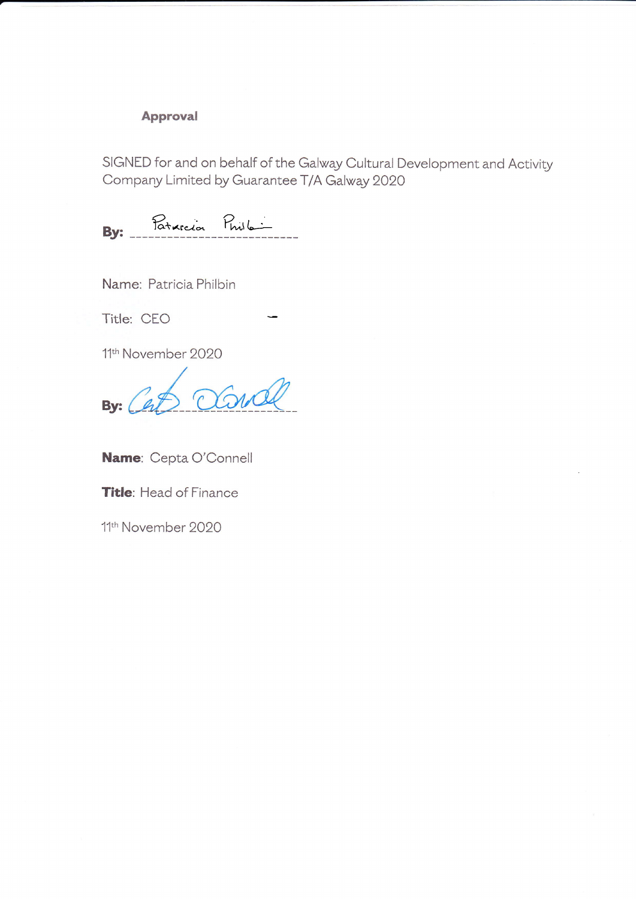## Approval

SIGNED for and on behalf of the Galway Cultural Development and Activity Company Limited by Guarantee T/A Galway 2020

**By:** Patricia Philbin

Name: Patricia Philbin

Title: CEO

11th November 2020

**By:** Cepta O'Connell

**Name**: Cepta O'Connell

**Title**: Head of Finance

11th November 2020